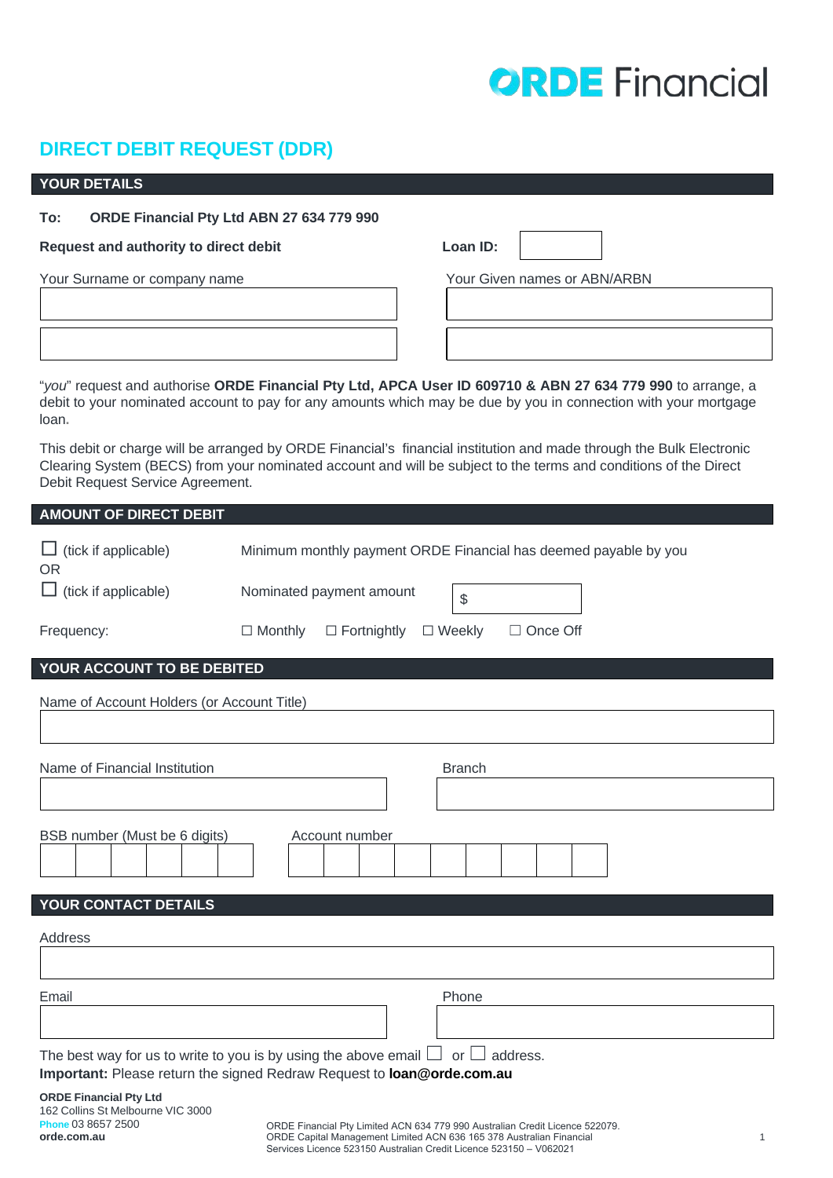ORDE Financial

# DIRECT DEBIT REQUEST (DDR)

## YOUR DETAILS

**To: ORDE Financial Pty Ltd ABN 27 634 779 990**

**Request and authority to direct debit** **Loan ID:** 

Your Surname or company name

Your Given names or ABN/ARBN

"*you*" request and authorise **ORDE Financial Pty Ltd, APCA User ID 609710 & ABN 27 634 779 990** to arrange, a debit to your nominated account to pay for any amounts which may be due by you in connection with your mortgage loan.

This debit or charge will be arranged by ORDE Financial's financial institution and made through the Bulk Electronic Clearing System (BECS) from your nominated account and will be subject to the terms and conditions of the Direct Debit Request Service Agreement.

## AMOUNT OF DIRECT DEBIT

☐ (tick if applicable) Minimum monthly payment ORDE Financial has deemed payable by you

OR

☐ (tick if applicable) Nominated payment amount $

Frequency: ☐ Monthly ☐ Fortnightly ☐ Weekly ☐ Once Off

## YOUR ACCOUNT TO BE DEBITED

Name of Account Holders (or Account Title)

Name of Financial Institution

Branch

BSB number (Must be 6 digits)

Account number

## YOUR CONTACT DETAILS

Address

Email

Phone

The best way for us to write to you is by using the above email ☐ or ☐ address.

**Important:** Please return the signed Redraw Request to **loan@orde.com.au**

**ORDE Financial Pty Ltd**
162 Collins St Melbourne VIC 3000
Phone 03 8657 2500
**orde.com.au**

ORDE Financial Pty Limited ACN 634 779 990 Australian Credit Licence 522079.
ORDE Capital Management Limited ACN 636 165 378 Australian Financial Services Licence 523150 Australian Credit Licence 523150 – V062021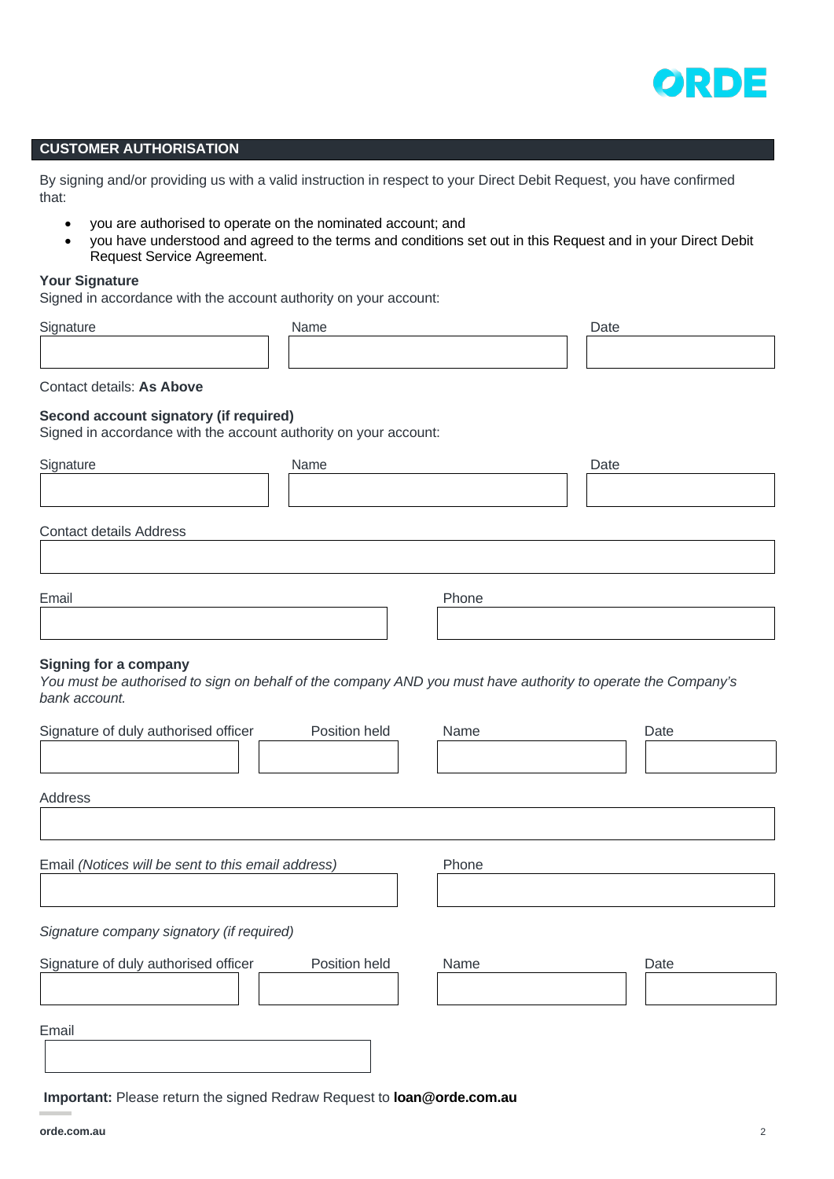## CUSTOMER AUTHORISATION

By signing and/or providing us with a valid instruction in respect to your Direct Debit Request, you have confirmed that:

- you are authorised to operate on the nominated account; and
- you have understood and agreed to the terms and conditions set out in this Request and in your Direct Debit Request Service Agreement.

**Your Signature**

Signed in accordance with the account authority on your account:

| Signature | Name | Date |
|---|---|---|
| | | |

Contact details: **As Above**

**Second account signatory (if required)**

Signed in accordance with the account authority on your account:

| Signature | Name | Date |
|---|---|---|
| | | |

Contact details Address

| |
|---|
| |

| Email | Phone |
|---|---|
| | |

**Signing for a company**

*You must be authorised to sign on behalf of the company AND you must have authority to operate the Company's bank account.*

| Signature of duly authorised officer | Position held | Name | Date |
|---|---|---|---|
| | | | |

Address

| |
|---|
| |

| Email *(Notices will be sent to this email address)* | Phone |
|---|---|
| | |

*Signature company signatory (if required)*

| Signature of duly authorised officer | Position held | Name | Date |
|---|---|---|---|
| | | | |

Email

| |
|---|
| |

**Important:** Please return the signed Redraw Request to **loan@orde.com.au**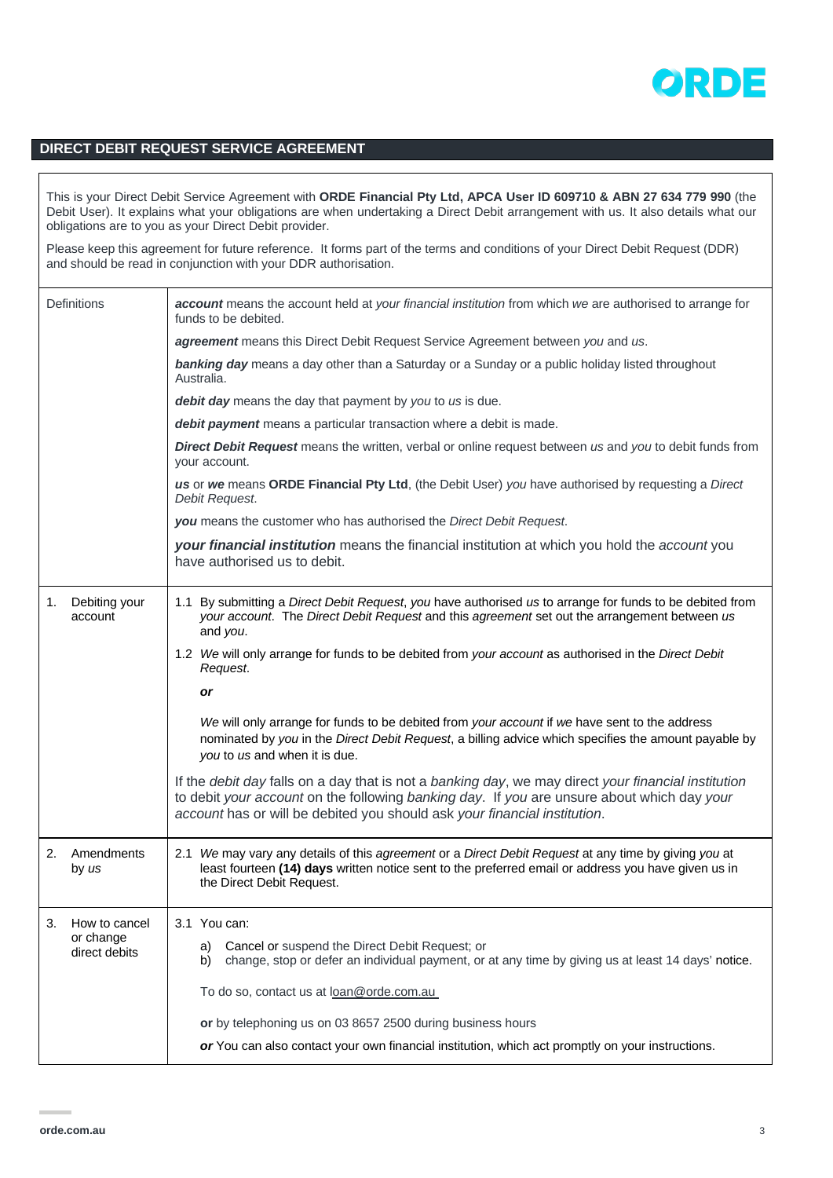## DIRECT DEBIT REQUEST SERVICE AGREEMENT

This is your Direct Debit Service Agreement with **ORDE Financial Pty Ltd, APCA User ID 609710 & ABN 27 634 779 990** (the Debit User). It explains what your obligations are when undertaking a Direct Debit arrangement with us. It also details what our obligations are to you as your Direct Debit provider.

Please keep this agreement for future reference. It forms part of the terms and conditions of your Direct Debit Request (DDR) and should be read in conjunction with your DDR authorisation.

| | |
|---|---|
| Definitions | ***account*** means the account held at *your financial institution* from which *we* are authorised to arrange for funds to be debited.<br><br>***agreement*** means this Direct Debit Request Service Agreement between *you* and *us*.<br><br>***banking day*** means a day other than a Saturday or a Sunday or a public holiday listed throughout Australia.<br><br>***debit day*** means the day that payment by *you* to *us* is due.<br><br>***debit payment*** means a particular transaction where a debit is made.<br><br>***Direct Debit Request*** means the written, verbal or online request between *us* and *you* to debit funds from your account.<br><br>***us*** or ***we*** means **ORDE Financial Pty Ltd**, (the Debit User) *you* have authorised by requesting a *Direct Debit Request*.<br><br>***you*** means the customer who has authorised the *Direct Debit Request*.<br><br>***your financial institution*** means the financial institution at which you hold the *account* you have authorised us to debit. |
| 1. Debiting your account | 1.1 By submitting a *Direct Debit Request*, *you* have authorised *us* to arrange for funds to be debited from *your account*. The *Direct Debit Request* and this *agreement* set out the arrangement between *us* and *you*.<br><br>1.2 *We* will only arrange for funds to be debited from *your account* as authorised in the *Direct Debit Request*.<br><br>***or***<br><br>*We* will only arrange for funds to be debited from *your account* if *we* have sent to the address nominated by *you* in the *Direct Debit Request*, a billing advice which specifies the amount payable by *you* to *us* and when it is due.<br><br>If the *debit day* falls on a day that is not a *banking day*, we may direct *your financial institution* to debit *your account* on the following *banking day*. If *you* are unsure about which day *your account* has or will be debited you should ask *your financial institution*. |
| 2. Amendments by *us* | 2.1 *We* may vary any details of this *agreement* or a *Direct Debit Request* at any time by giving *you* at least fourteen **(14) days** written notice sent to the preferred email or address you have given us in the Direct Debit Request. |
| 3. How to cancel or change direct debits | 3.1 You can:<br><br>a) Cancel or suspend the Direct Debit Request; or<br>b) change, stop or defer an individual payment, or at any time by giving us at least 14 days' notice.<br><br>To do so, contact us at loan@orde.com.au<br><br>**or** by telephoning us on 03 8657 2500 during business hours<br><br>***or*** You can also contact your own financial institution, which act promptly on your instructions. |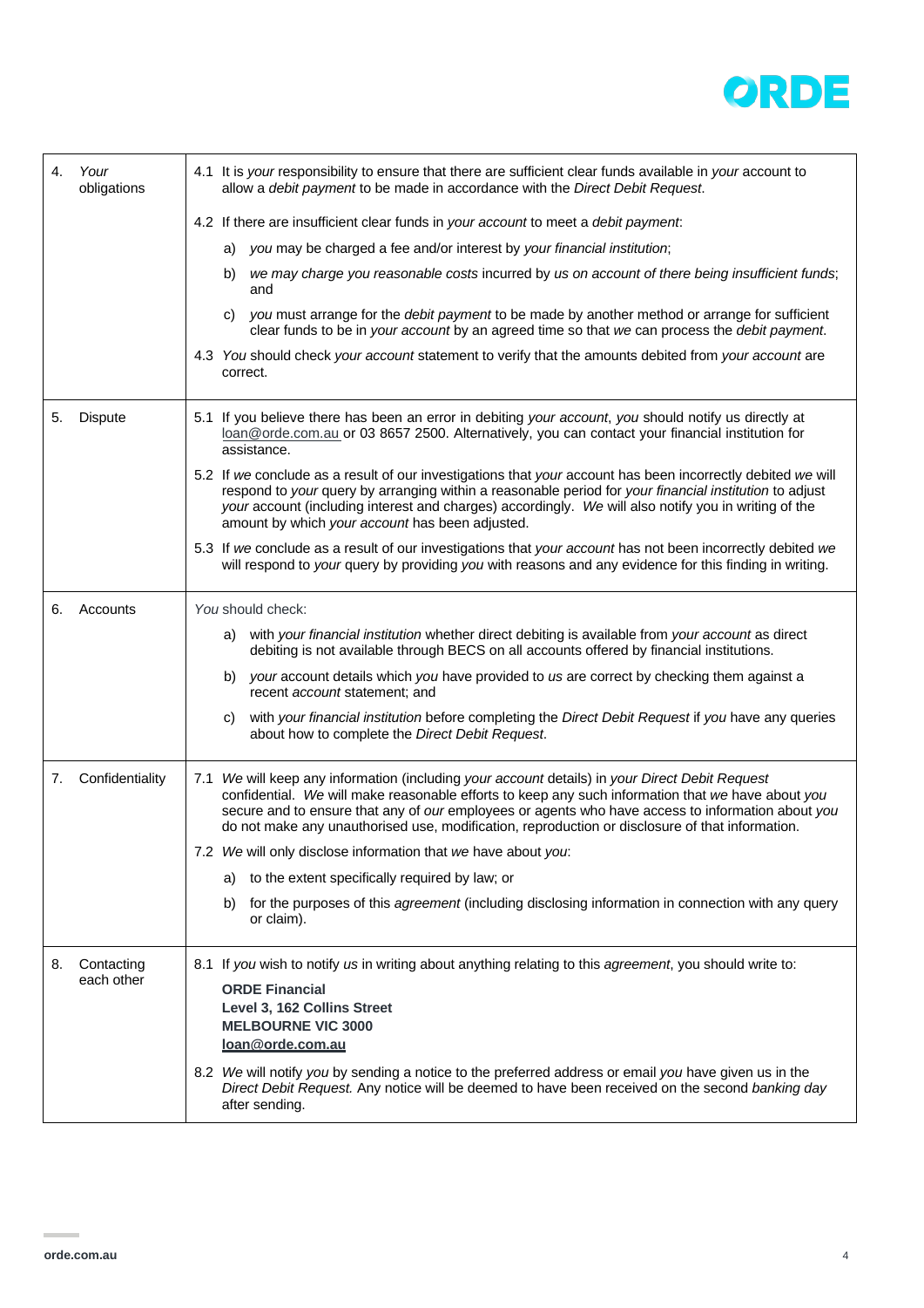| | |
|---|---|
| 4. *Your* obligations | 4.1 It is *your* responsibility to ensure that there are sufficient clear funds available in *your* account to allow a *debit payment* to be made in accordance with the *Direct Debit Request*.<br><br>4.2 If there are insufficient clear funds in *your account* to meet a *debit payment*:<br>a) *you* may be charged a fee and/or interest by *your financial institution*;<br>b) *we may charge you reasonable costs* incurred by *us on account of there being insufficient funds*; and<br>c) *you* must arrange for the *debit payment* to be made by another method or arrange for sufficient clear funds to be in *your account* by an agreed time so that *we* can process the *debit payment*.<br><br>4.3 *You* should check *your account* statement to verify that the amounts debited from *your account* are correct. |
| 5. Dispute | 5.1 If you believe there has been an error in debiting *your account*, *you* should notify us directly at loan@orde.com.au or 03 8657 2500. Alternatively, you can contact your financial institution for assistance.<br><br>5.2 If *we* conclude as a result of our investigations that *your* account has been incorrectly debited *we* will respond to *your* query by arranging within a reasonable period for *your financial institution* to adjust *your* account (including interest and charges) accordingly. *We* will also notify you in writing of the amount by which *your account* has been adjusted.<br><br>5.3 If *we* conclude as a result of our investigations that *your account* has not been incorrectly debited *we* will respond to *your* query by providing *you* with reasons and any evidence for this finding in writing. |
| 6. Accounts | *You* should check:<br>a) with *your financial institution* whether direct debiting is available from *your account* as direct debiting is not available through BECS on all accounts offered by financial institutions.<br>b) *your* account details which *you* have provided to *us* are correct by checking them against a recent *account* statement; and<br>c) with *your financial institution* before completing the *Direct Debit Request* if *you* have any queries about how to complete the *Direct Debit Request*. |
| 7. Confidentiality | 7.1 *We* will keep any information (including *your account* details) in *your Direct Debit Request* confidential. *We* will make reasonable efforts to keep any such information that *we* have about *you* secure and to ensure that any of *our* employees or agents who have access to information about *you* do not make any unauthorised use, modification, reproduction or disclosure of that information.<br><br>7.2 *We* will only disclose information that *we* have about *you*:<br>a) to the extent specifically required by law; or<br>b) for the purposes of this *agreement* (including disclosing information in connection with any query or claim). |
| 8. Contacting each other | 8.1 If *you* wish to notify *us* in writing about anything relating to this *agreement*, you should write to:<br>**ORDE Financial**<br>**Level 3, 162 Collins Street**<br>**MELBOURNE VIC 3000**<br>**loan@orde.com.au**<br><br>8.2 *We* will notify *you* by sending a notice to the preferred address or email *you* have given us in the *Direct Debit Request.* Any notice will be deemed to have been received on the second *banking day* after sending. |